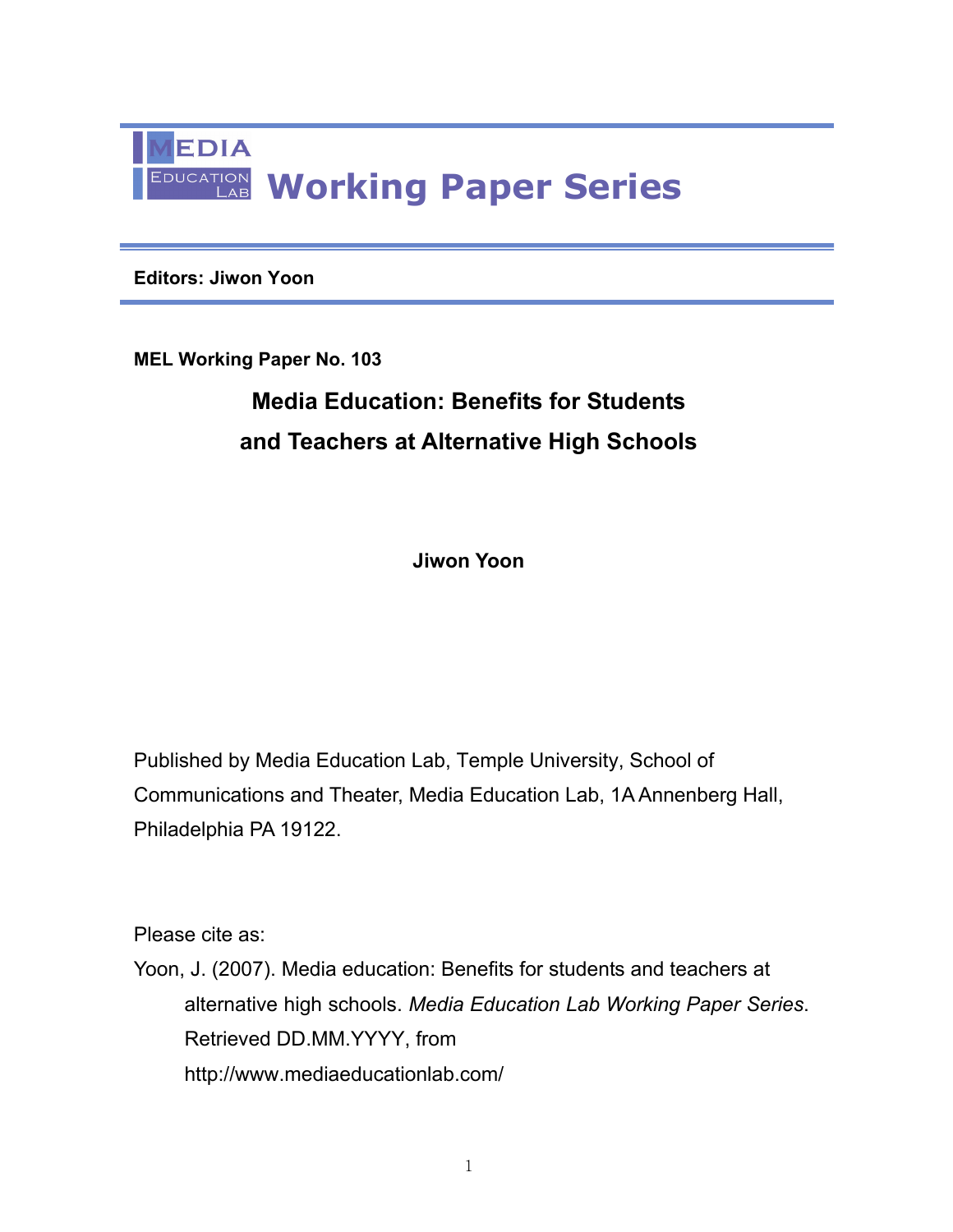# MEDIA EDUCATION LAB Working Paper Series

**Editors: Jiwon Yoon**

**MEL Working Paper No. 103**

## Media Education: Benefits for Students and Teachers at Alternative High Schools

**Jiwon Yoon**

Published by Media Education Lab, Temple University, School of Communications and Theater, Media Education Lab, 1A Annenberg Hall, Philadelphia PA 19122.

Please cite as:

Yoon, J. (2007). Media education: Benefits for students and teachers at alternative high schools. *Media Education Lab Working Paper Series*. Retrieved DD.MM.YYYY, from http://www.mediaeducationlab.com/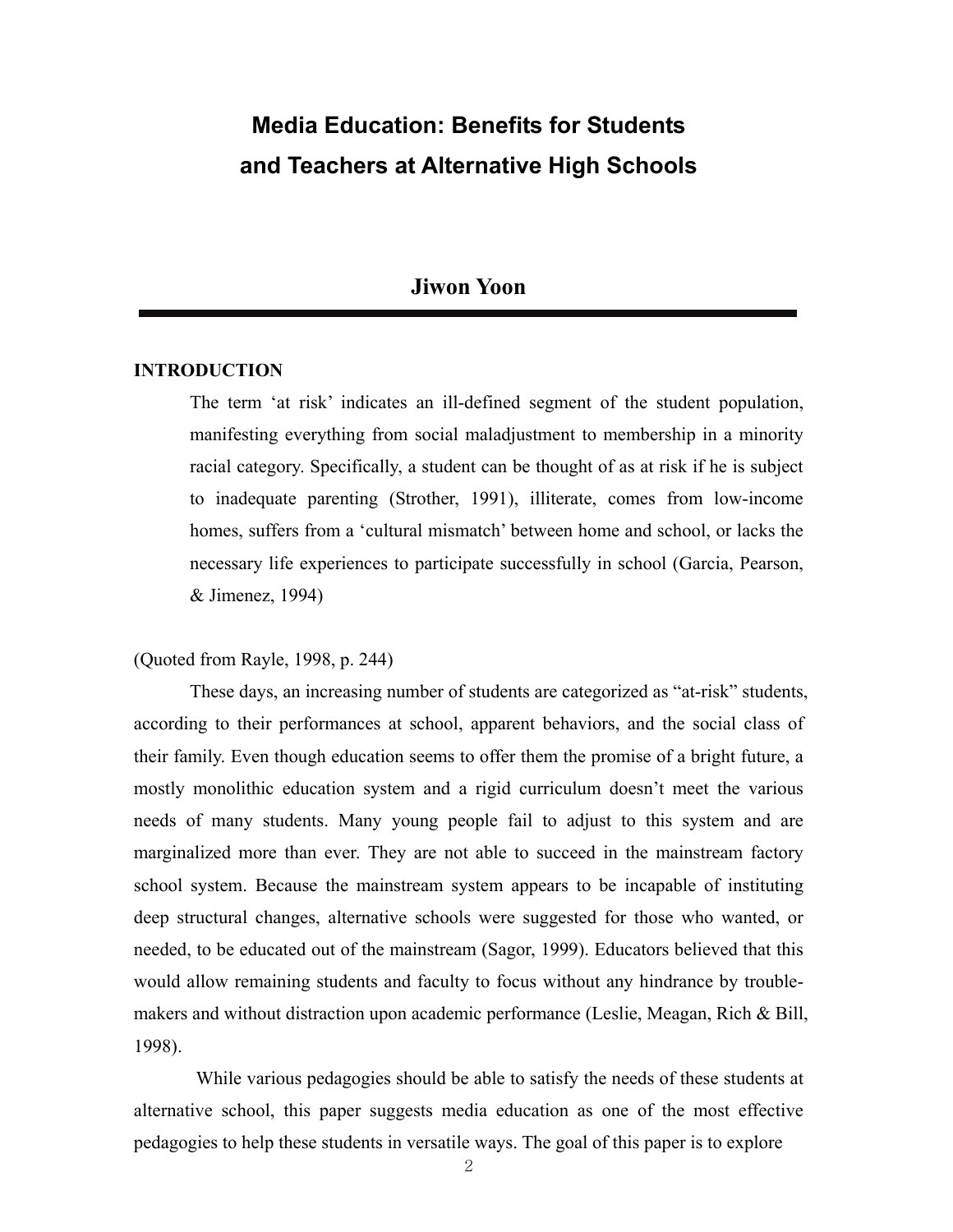# Media Education: Benefits for Students and Teachers at Alternative High Schools

**Jiwon Yoon**

## INTRODUCTION

> The term 'at risk' indicates an ill-defined segment of the student population, manifesting everything from social maladjustment to membership in a minority racial category. Specifically, a student can be thought of as at risk if he is subject to inadequate parenting (Strother, 1991), illiterate, comes from low-income homes, suffers from a 'cultural mismatch' between home and school, or lacks the necessary life experiences to participate successfully in school (Garcia, Pearson, & Jimenez, 1994)

(Quoted from Rayle, 1998, p. 244)

These days, an increasing number of students are categorized as "at-risk" students, according to their performances at school, apparent behaviors, and the social class of their family. Even though education seems to offer them the promise of a bright future, a mostly monolithic education system and a rigid curriculum doesn't meet the various needs of many students. Many young people fail to adjust to this system and are marginalized more than ever. They are not able to succeed in the mainstream factory school system. Because the mainstream system appears to be incapable of instituting deep structural changes, alternative schools were suggested for those who wanted, or needed, to be educated out of the mainstream (Sagor, 1999). Educators believed that this would allow remaining students and faculty to focus without any hindrance by trouble-makers and without distraction upon academic performance (Leslie, Meagan, Rich & Bill, 1998).

While various pedagogies should be able to satisfy the needs of these students at alternative school, this paper suggests media education as one of the most effective pedagogies to help these students in versatile ways. The goal of this paper is to explore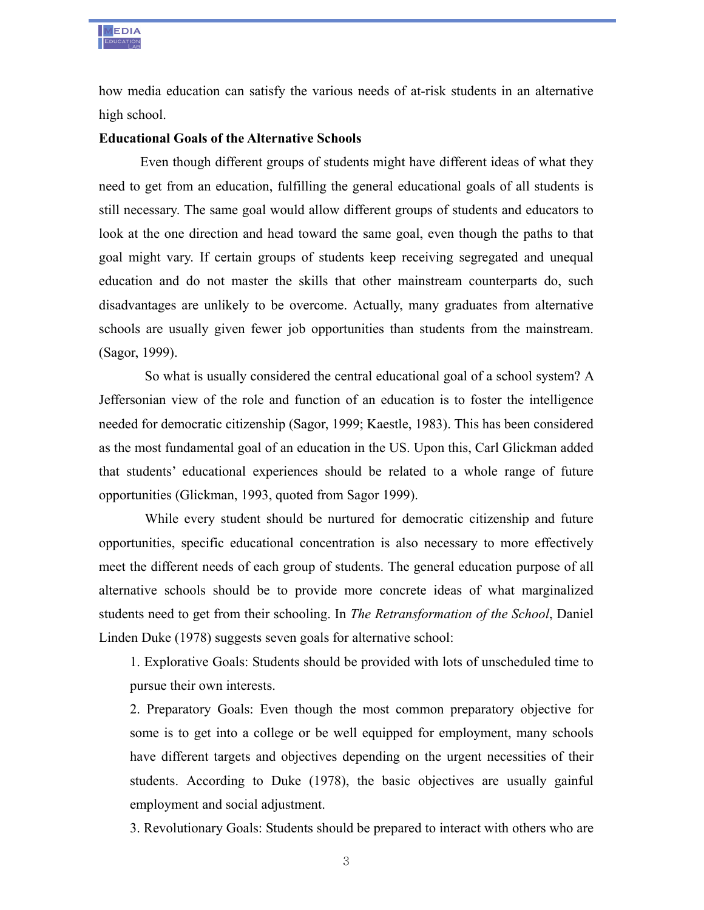how media education can satisfy the various needs of at-risk students in an alternative high school.

**Educational Goals of the Alternative Schools**

Even though different groups of students might have different ideas of what they need to get from an education, fulfilling the general educational goals of all students is still necessary. The same goal would allow different groups of students and educators to look at the one direction and head toward the same goal, even though the paths to that goal might vary. If certain groups of students keep receiving segregated and unequal education and do not master the skills that other mainstream counterparts do, such disadvantages are unlikely to be overcome. Actually, many graduates from alternative schools are usually given fewer job opportunities than students from the mainstream. (Sagor, 1999).

So what is usually considered the central educational goal of a school system? A Jeffersonian view of the role and function of an education is to foster the intelligence needed for democratic citizenship (Sagor, 1999; Kaestle, 1983). This has been considered as the most fundamental goal of an education in the US. Upon this, Carl Glickman added that students' educational experiences should be related to a whole range of future opportunities (Glickman, 1993, quoted from Sagor 1999).

While every student should be nurtured for democratic citizenship and future opportunities, specific educational concentration is also necessary to more effectively meet the different needs of each group of students. The general education purpose of all alternative schools should be to provide more concrete ideas of what marginalized students need to get from their schooling. In *The Retransformation of the School*, Daniel Linden Duke (1978) suggests seven goals for alternative school:

1. Explorative Goals: Students should be provided with lots of unscheduled time to pursue their own interests.
2. Preparatory Goals: Even though the most common preparatory objective for some is to get into a college or be well equipped for employment, many schools have different targets and objectives depending on the urgent necessities of their students. According to Duke (1978), the basic objectives are usually gainful employment and social adjustment.
3. Revolutionary Goals: Students should be prepared to interact with others who are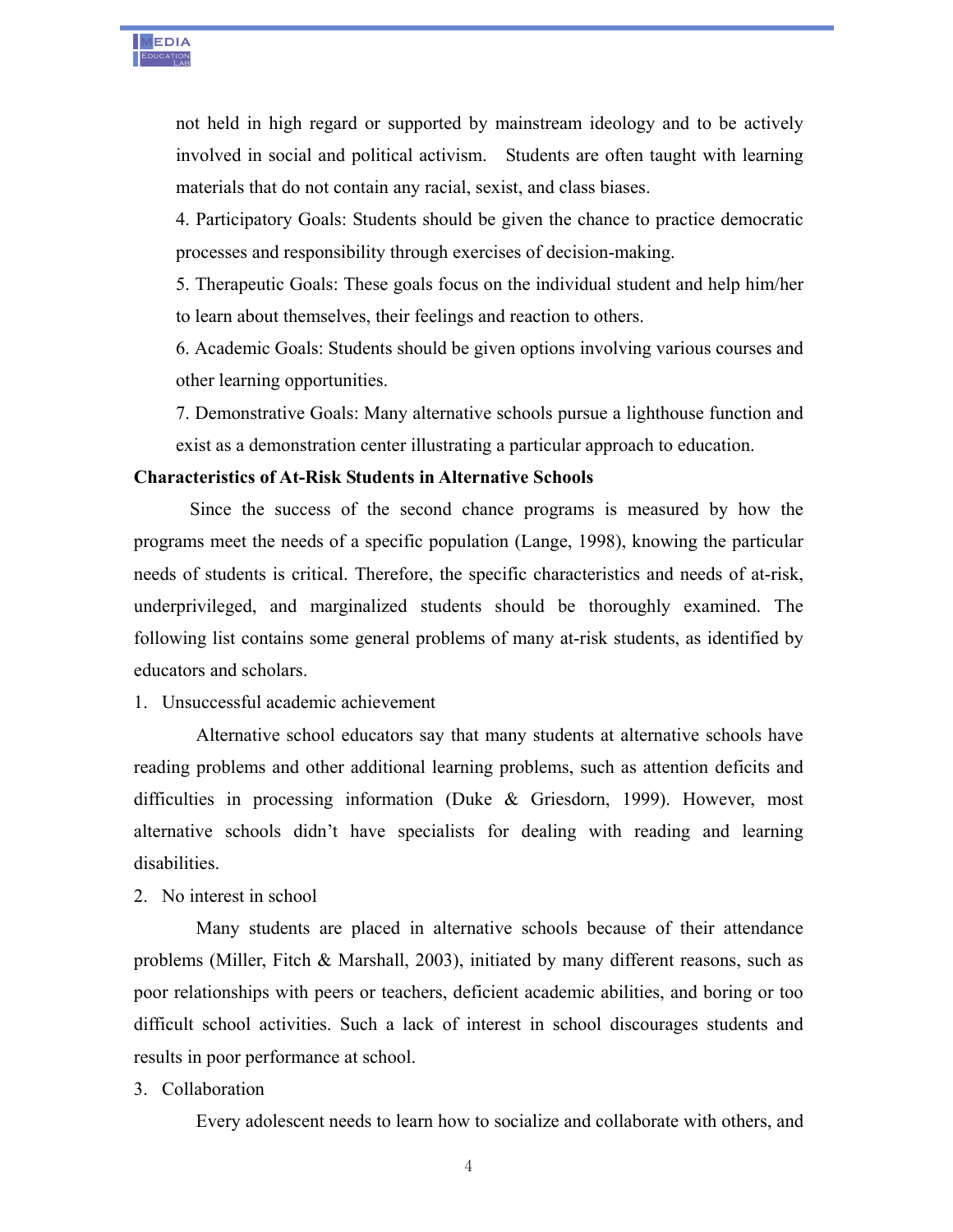not held in high regard or supported by mainstream ideology and to be actively involved in social and political activism. Students are often taught with learning materials that do not contain any racial, sexist, and class biases.

4. Participatory Goals: Students should be given the chance to practice democratic processes and responsibility through exercises of decision-making.

5. Therapeutic Goals: These goals focus on the individual student and help him/her to learn about themselves, their feelings and reaction to others.

6. Academic Goals: Students should be given options involving various courses and other learning opportunities.

7. Demonstrative Goals: Many alternative schools pursue a lighthouse function and exist as a demonstration center illustrating a particular approach to education.

**Characteristics of At-Risk Students in Alternative Schools**

Since the success of the second chance programs is measured by how the programs meet the needs of a specific population (Lange, 1998), knowing the particular needs of students is critical. Therefore, the specific characteristics and needs of at-risk, underprivileged, and marginalized students should be thoroughly examined. The following list contains some general problems of many at-risk students, as identified by educators and scholars.

1. Unsuccessful academic achievement

Alternative school educators say that many students at alternative schools have reading problems and other additional learning problems, such as attention deficits and difficulties in processing information (Duke & Griesdorn, 1999). However, most alternative schools didn't have specialists for dealing with reading and learning disabilities.

2. No interest in school

Many students are placed in alternative schools because of their attendance problems (Miller, Fitch & Marshall, 2003), initiated by many different reasons, such as poor relationships with peers or teachers, deficient academic abilities, and boring or too difficult school activities. Such a lack of interest in school discourages students and results in poor performance at school.

3. Collaboration

Every adolescent needs to learn how to socialize and collaborate with others, and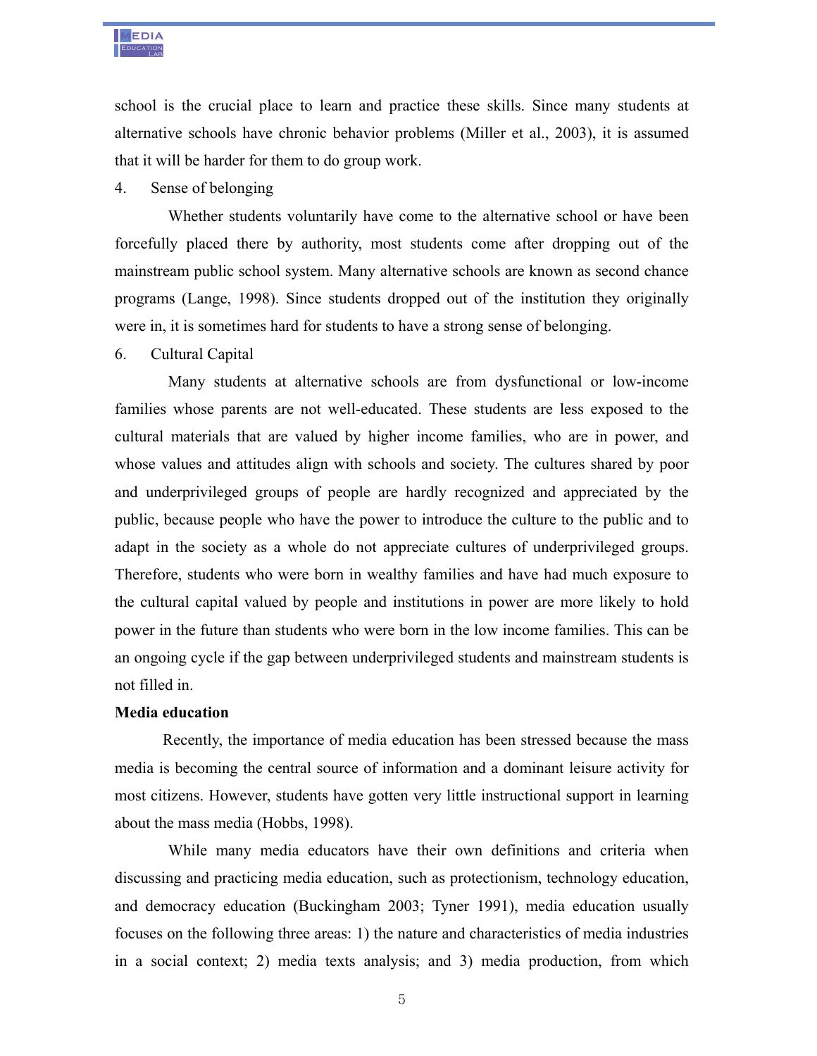school is the crucial place to learn and practice these skills. Since many students at alternative schools have chronic behavior problems (Miller et al., 2003), it is assumed that it will be harder for them to do group work.

4. Sense of belonging

Whether students voluntarily have come to the alternative school or have been forcefully placed there by authority, most students come after dropping out of the mainstream public school system. Many alternative schools are known as second chance programs (Lange, 1998). Since students dropped out of the institution they originally were in, it is sometimes hard for students to have a strong sense of belonging.

6. Cultural Capital

Many students at alternative schools are from dysfunctional or low-income families whose parents are not well-educated. These students are less exposed to the cultural materials that are valued by higher income families, who are in power, and whose values and attitudes align with schools and society. The cultures shared by poor and underprivileged groups of people are hardly recognized and appreciated by the public, because people who have the power to introduce the culture to the public and to adapt in the society as a whole do not appreciate cultures of underprivileged groups. Therefore, students who were born in wealthy families and have had much exposure to the cultural capital valued by people and institutions in power are more likely to hold power in the future than students who were born in the low income families. This can be an ongoing cycle if the gap between underprivileged students and mainstream students is not filled in.

**Media education**

Recently, the importance of media education has been stressed because the mass media is becoming the central source of information and a dominant leisure activity for most citizens. However, students have gotten very little instructional support in learning about the mass media (Hobbs, 1998).

While many media educators have their own definitions and criteria when discussing and practicing media education, such as protectionism, technology education, and democracy education (Buckingham 2003; Tyner 1991), media education usually focuses on the following three areas: 1) the nature and characteristics of media industries in a social context; 2) media texts analysis; and 3) media production, from which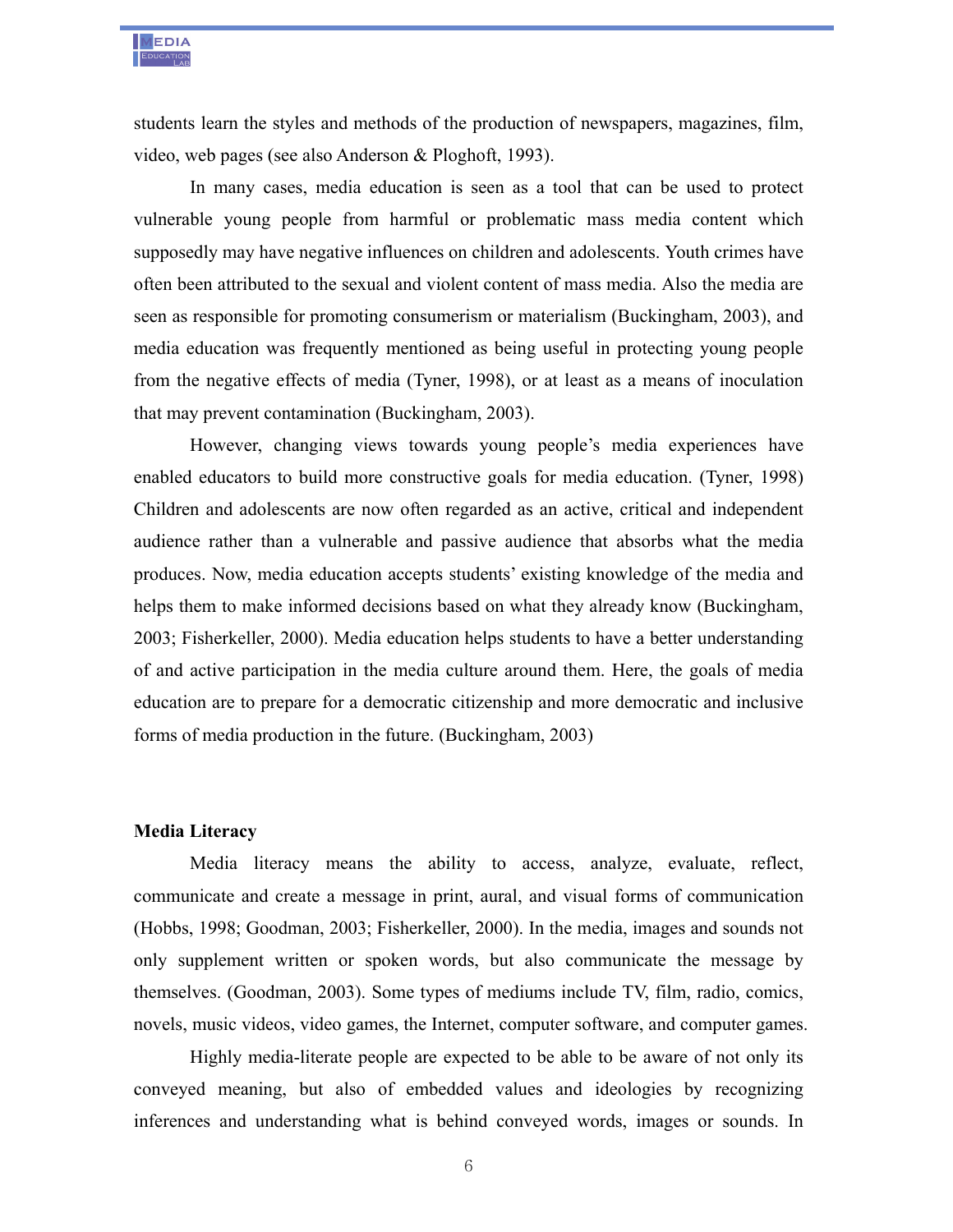students learn the styles and methods of the production of newspapers, magazines, film, video, web pages (see also Anderson & Ploghoft, 1993).

In many cases, media education is seen as a tool that can be used to protect vulnerable young people from harmful or problematic mass media content which supposedly may have negative influences on children and adolescents. Youth crimes have often been attributed to the sexual and violent content of mass media. Also the media are seen as responsible for promoting consumerism or materialism (Buckingham, 2003), and media education was frequently mentioned as being useful in protecting young people from the negative effects of media (Tyner, 1998), or at least as a means of inoculation that may prevent contamination (Buckingham, 2003).

However, changing views towards young people's media experiences have enabled educators to build more constructive goals for media education. (Tyner, 1998) Children and adolescents are now often regarded as an active, critical and independent audience rather than a vulnerable and passive audience that absorbs what the media produces. Now, media education accepts students' existing knowledge of the media and helps them to make informed decisions based on what they already know (Buckingham, 2003; Fisherkeller, 2000). Media education helps students to have a better understanding of and active participation in the media culture around them. Here, the goals of media education are to prepare for a democratic citizenship and more democratic and inclusive forms of media production in the future. (Buckingham, 2003)

**Media Literacy**

Media literacy means the ability to access, analyze, evaluate, reflect, communicate and create a message in print, aural, and visual forms of communication (Hobbs, 1998; Goodman, 2003; Fisherkeller, 2000). In the media, images and sounds not only supplement written or spoken words, but also communicate the message by themselves. (Goodman, 2003). Some types of mediums include TV, film, radio, comics, novels, music videos, video games, the Internet, computer software, and computer games.

Highly media-literate people are expected to be able to be aware of not only its conveyed meaning, but also of embedded values and ideologies by recognizing inferences and understanding what is behind conveyed words, images or sounds. In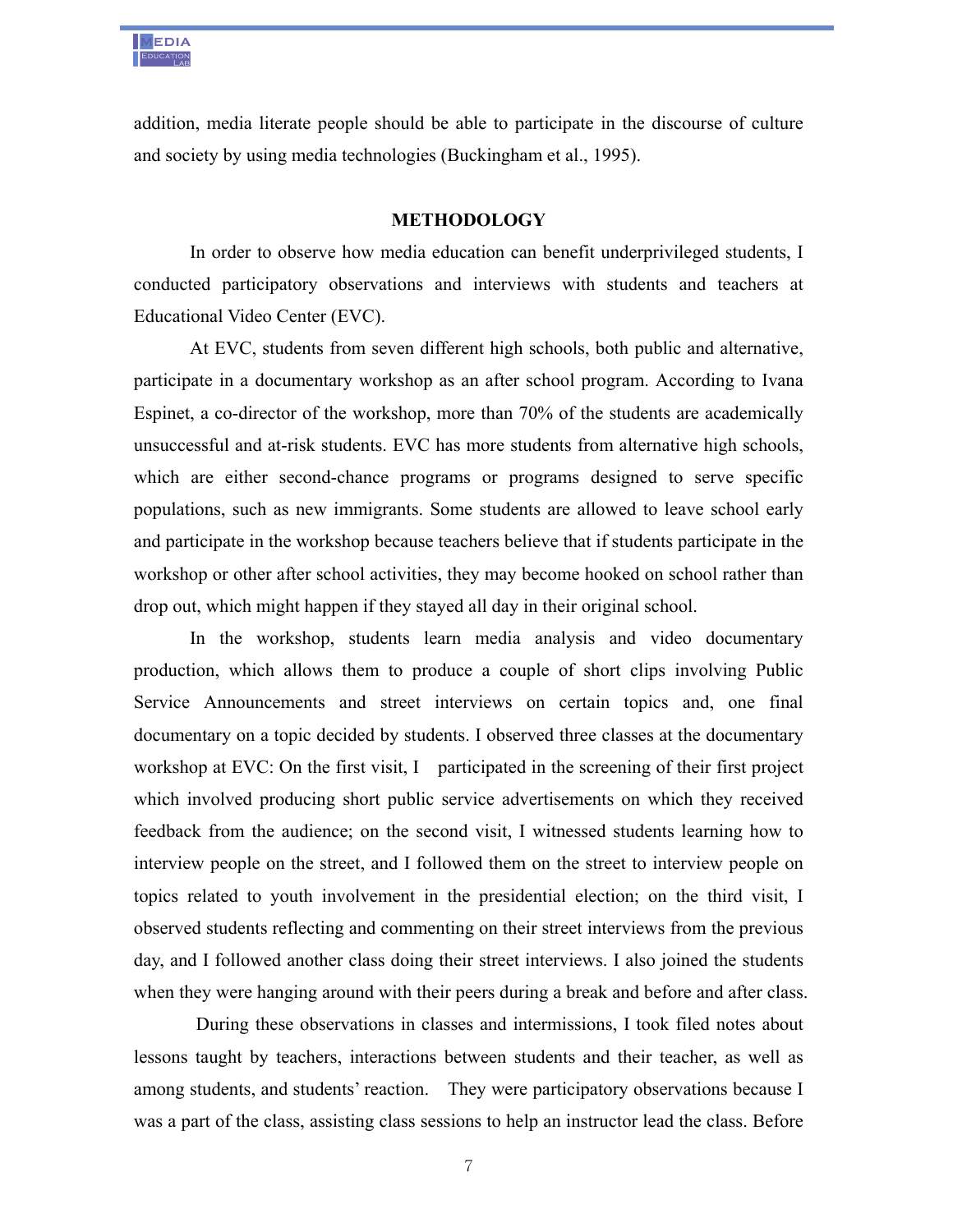addition, media literate people should be able to participate in the discourse of culture and society by using media technologies (Buckingham et al., 1995).

## METHODOLOGY

In order to observe how media education can benefit underprivileged students, I conducted participatory observations and interviews with students and teachers at Educational Video Center (EVC).

At EVC, students from seven different high schools, both public and alternative, participate in a documentary workshop as an after school program. According to Ivana Espinet, a co-director of the workshop, more than 70% of the students are academically unsuccessful and at-risk students. EVC has more students from alternative high schools, which are either second-chance programs or programs designed to serve specific populations, such as new immigrants. Some students are allowed to leave school early and participate in the workshop because teachers believe that if students participate in the workshop or other after school activities, they may become hooked on school rather than drop out, which might happen if they stayed all day in their original school.

In the workshop, students learn media analysis and video documentary production, which allows them to produce a couple of short clips involving Public Service Announcements and street interviews on certain topics and, one final documentary on a topic decided by students. I observed three classes at the documentary workshop at EVC: On the first visit, I participated in the screening of their first project which involved producing short public service advertisements on which they received feedback from the audience; on the second visit, I witnessed students learning how to interview people on the street, and I followed them on the street to interview people on topics related to youth involvement in the presidential election; on the third visit, I observed students reflecting and commenting on their street interviews from the previous day, and I followed another class doing their street interviews. I also joined the students when they were hanging around with their peers during a break and before and after class.

During these observations in classes and intermissions, I took filed notes about lessons taught by teachers, interactions between students and their teacher, as well as among students, and students' reaction. They were participatory observations because I was a part of the class, assisting class sessions to help an instructor lead the class. Before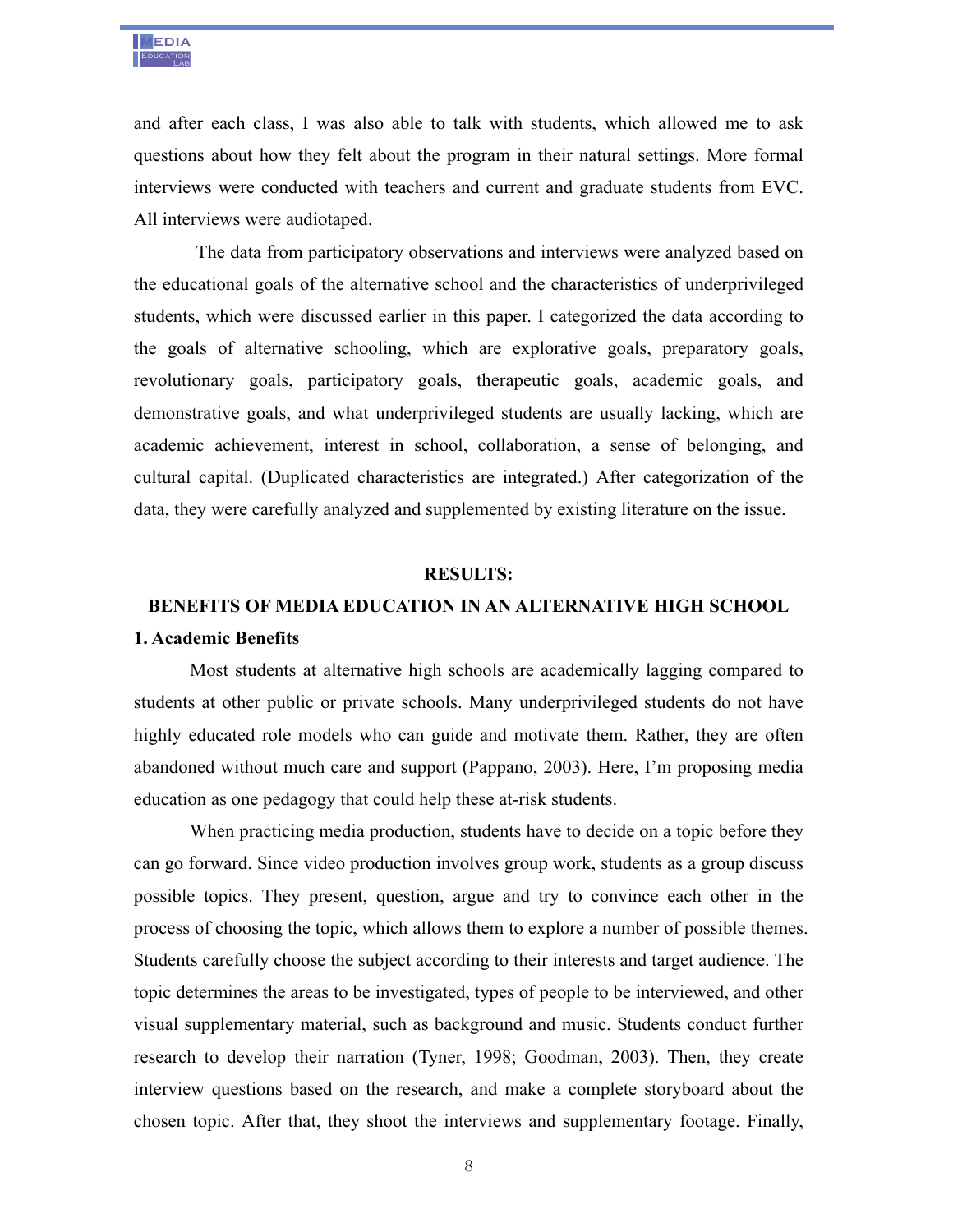and after each class, I was also able to talk with students, which allowed me to ask questions about how they felt about the program in their natural settings. More formal interviews were conducted with teachers and current and graduate students from EVC. All interviews were audiotaped.

The data from participatory observations and interviews were analyzed based on the educational goals of the alternative school and the characteristics of underprivileged students, which were discussed earlier in this paper. I categorized the data according to the goals of alternative schooling, which are explorative goals, preparatory goals, revolutionary goals, participatory goals, therapeutic goals, academic goals, and demonstrative goals, and what underprivileged students are usually lacking, which are academic achievement, interest in school, collaboration, a sense of belonging, and cultural capital. (Duplicated characteristics are integrated.) After categorization of the data, they were carefully analyzed and supplemented by existing literature on the issue.

## RESULTS: BENEFITS OF MEDIA EDUCATION IN AN ALTERNATIVE HIGH SCHOOL

### 1. Academic Benefits

Most students at alternative high schools are academically lagging compared to students at other public or private schools. Many underprivileged students do not have highly educated role models who can guide and motivate them. Rather, they are often abandoned without much care and support (Pappano, 2003). Here, I'm proposing media education as one pedagogy that could help these at-risk students.

When practicing media production, students have to decide on a topic before they can go forward. Since video production involves group work, students as a group discuss possible topics. They present, question, argue and try to convince each other in the process of choosing the topic, which allows them to explore a number of possible themes. Students carefully choose the subject according to their interests and target audience. The topic determines the areas to be investigated, types of people to be interviewed, and other visual supplementary material, such as background and music. Students conduct further research to develop their narration (Tyner, 1998; Goodman, 2003). Then, they create interview questions based on the research, and make a complete storyboard about the chosen topic. After that, they shoot the interviews and supplementary footage. Finally,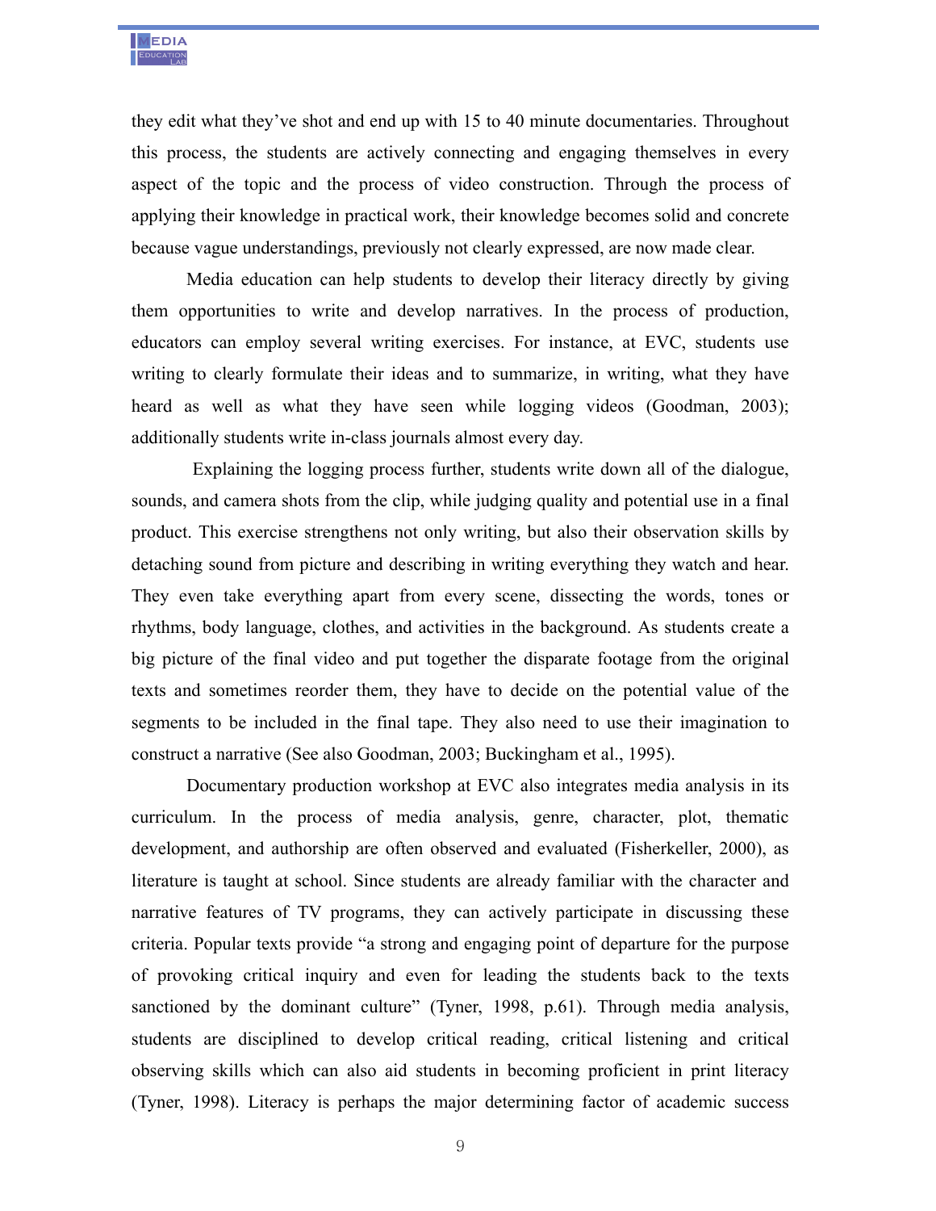they edit what they've shot and end up with 15 to 40 minute documentaries. Throughout this process, the students are actively connecting and engaging themselves in every aspect of the topic and the process of video construction. Through the process of applying their knowledge in practical work, their knowledge becomes solid and concrete because vague understandings, previously not clearly expressed, are now made clear.

Media education can help students to develop their literacy directly by giving them opportunities to write and develop narratives. In the process of production, educators can employ several writing exercises. For instance, at EVC, students use writing to clearly formulate their ideas and to summarize, in writing, what they have heard as well as what they have seen while logging videos (Goodman, 2003); additionally students write in-class journals almost every day.

Explaining the logging process further, students write down all of the dialogue, sounds, and camera shots from the clip, while judging quality and potential use in a final product. This exercise strengthens not only writing, but also their observation skills by detaching sound from picture and describing in writing everything they watch and hear. They even take everything apart from every scene, dissecting the words, tones or rhythms, body language, clothes, and activities in the background. As students create a big picture of the final video and put together the disparate footage from the original texts and sometimes reorder them, they have to decide on the potential value of the segments to be included in the final tape. They also need to use their imagination to construct a narrative (See also Goodman, 2003; Buckingham et al., 1995).

Documentary production workshop at EVC also integrates media analysis in its curriculum. In the process of media analysis, genre, character, plot, thematic development, and authorship are often observed and evaluated (Fisherkeller, 2000), as literature is taught at school. Since students are already familiar with the character and narrative features of TV programs, they can actively participate in discussing these criteria. Popular texts provide "a strong and engaging point of departure for the purpose of provoking critical inquiry and even for leading the students back to the texts sanctioned by the dominant culture" (Tyner, 1998, p.61). Through media analysis, students are disciplined to develop critical reading, critical listening and critical observing skills which can also aid students in becoming proficient in print literacy (Tyner, 1998). Literacy is perhaps the major determining factor of academic success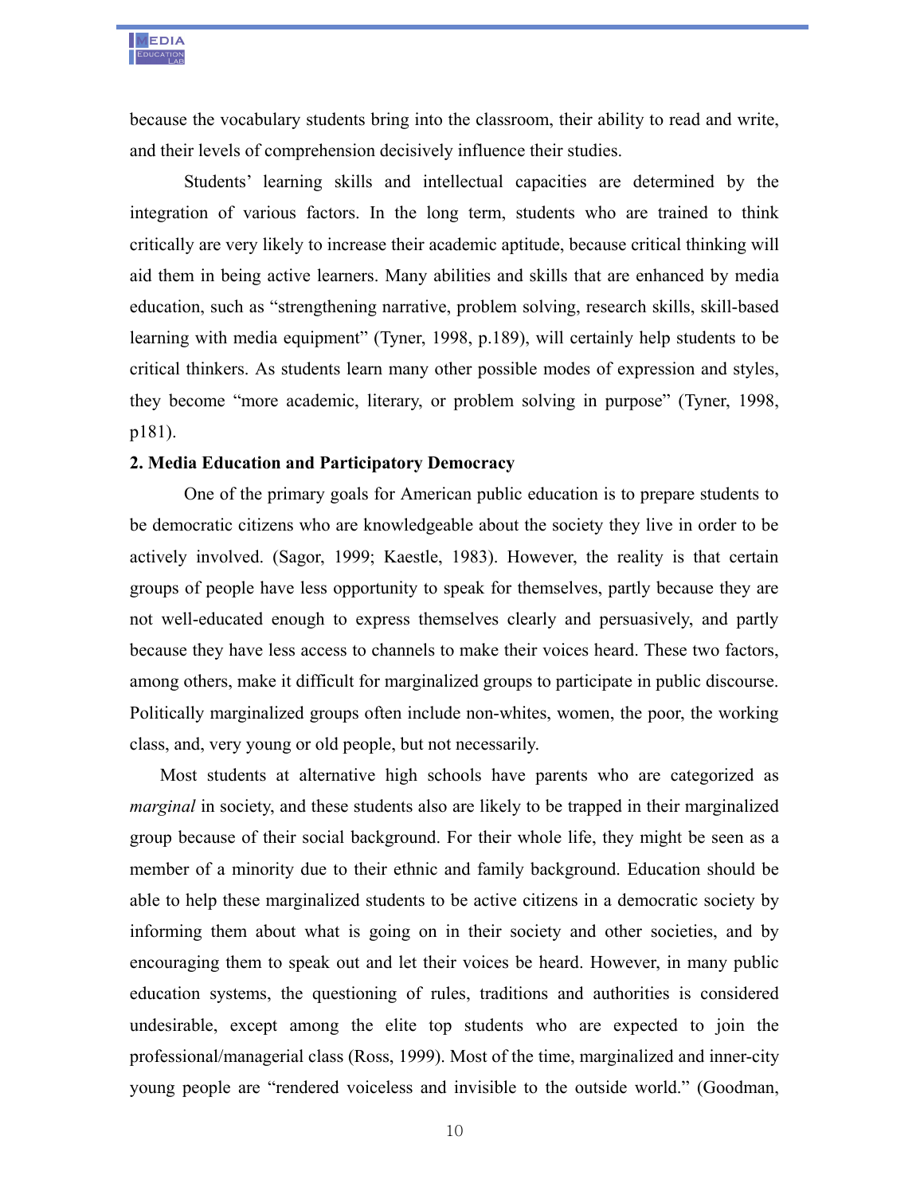because the vocabulary students bring into the classroom, their ability to read and write, and their levels of comprehension decisively influence their studies.

Students' learning skills and intellectual capacities are determined by the integration of various factors. In the long term, students who are trained to think critically are very likely to increase their academic aptitude, because critical thinking will aid them in being active learners. Many abilities and skills that are enhanced by media education, such as "strengthening narrative, problem solving, research skills, skill-based learning with media equipment" (Tyner, 1998, p.189), will certainly help students to be critical thinkers. As students learn many other possible modes of expression and styles, they become "more academic, literary, or problem solving in purpose" (Tyner, 1998, p181).

**2. Media Education and Participatory Democracy**

One of the primary goals for American public education is to prepare students to be democratic citizens who are knowledgeable about the society they live in order to be actively involved. (Sagor, 1999; Kaestle, 1983). However, the reality is that certain groups of people have less opportunity to speak for themselves, partly because they are not well-educated enough to express themselves clearly and persuasively, and partly because they have less access to channels to make their voices heard. These two factors, among others, make it difficult for marginalized groups to participate in public discourse. Politically marginalized groups often include non-whites, women, the poor, the working class, and, very young or old people, but not necessarily.

Most students at alternative high schools have parents who are categorized as *marginal* in society, and these students also are likely to be trapped in their marginalized group because of their social background. For their whole life, they might be seen as a member of a minority due to their ethnic and family background. Education should be able to help these marginalized students to be active citizens in a democratic society by informing them about what is going on in their society and other societies, and by encouraging them to speak out and let their voices be heard. However, in many public education systems, the questioning of rules, traditions and authorities is considered undesirable, except among the elite top students who are expected to join the professional/managerial class (Ross, 1999). Most of the time, marginalized and inner-city young people are "rendered voiceless and invisible to the outside world." (Goodman,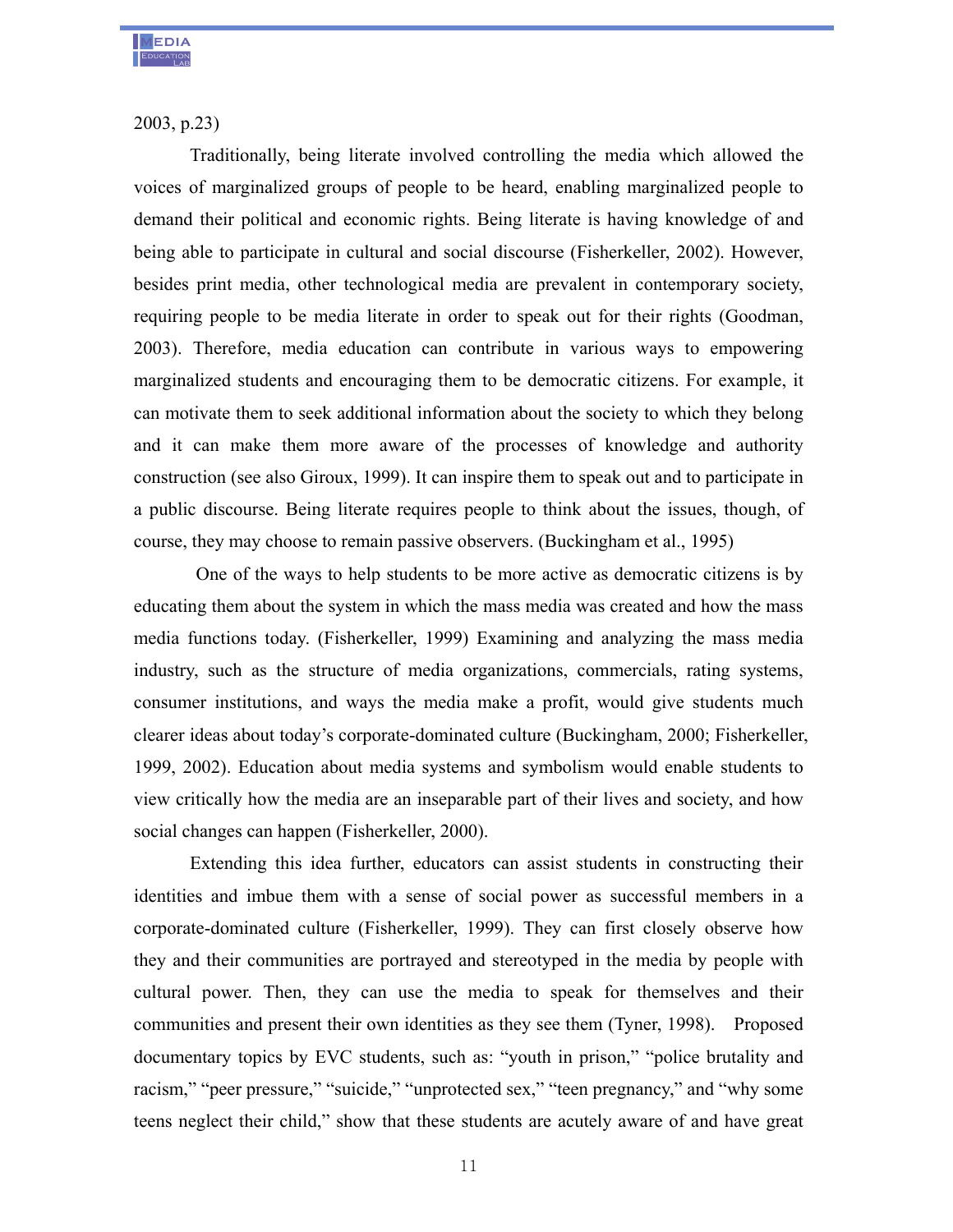2003, p.23)

Traditionally, being literate involved controlling the media which allowed the voices of marginalized groups of people to be heard, enabling marginalized people to demand their political and economic rights. Being literate is having knowledge of and being able to participate in cultural and social discourse (Fisherkeller, 2002). However, besides print media, other technological media are prevalent in contemporary society, requiring people to be media literate in order to speak out for their rights (Goodman, 2003). Therefore, media education can contribute in various ways to empowering marginalized students and encouraging them to be democratic citizens. For example, it can motivate them to seek additional information about the society to which they belong and it can make them more aware of the processes of knowledge and authority construction (see also Giroux, 1999). It can inspire them to speak out and to participate in a public discourse. Being literate requires people to think about the issues, though, of course, they may choose to remain passive observers. (Buckingham et al., 1995)

One of the ways to help students to be more active as democratic citizens is by educating them about the system in which the mass media was created and how the mass media functions today. (Fisherkeller, 1999) Examining and analyzing the mass media industry, such as the structure of media organizations, commercials, rating systems, consumer institutions, and ways the media make a profit, would give students much clearer ideas about today's corporate-dominated culture (Buckingham, 2000; Fisherkeller, 1999, 2002). Education about media systems and symbolism would enable students to view critically how the media are an inseparable part of their lives and society, and how social changes can happen (Fisherkeller, 2000).

Extending this idea further, educators can assist students in constructing their identities and imbue them with a sense of social power as successful members in a corporate-dominated culture (Fisherkeller, 1999). They can first closely observe how they and their communities are portrayed and stereotyped in the media by people with cultural power. Then, they can use the media to speak for themselves and their communities and present their own identities as they see them (Tyner, 1998). Proposed documentary topics by EVC students, such as: "youth in prison," "police brutality and racism," "peer pressure," "suicide," "unprotected sex," "teen pregnancy," and "why some teens neglect their child," show that these students are acutely aware of and have great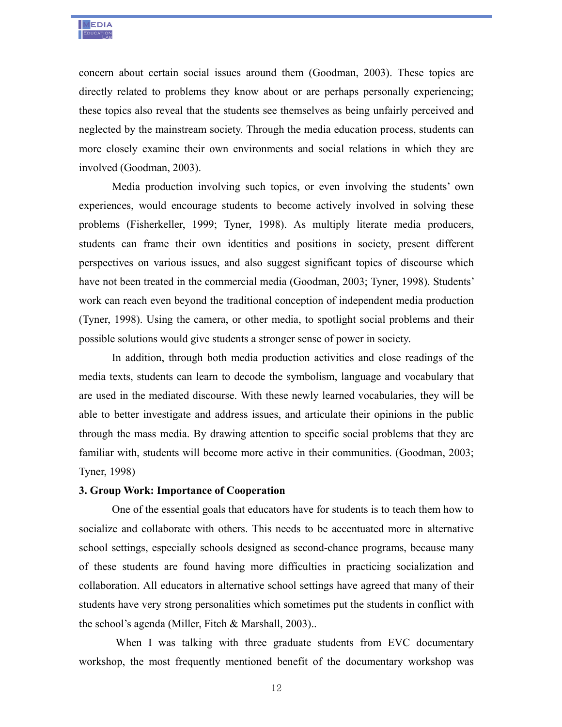concern about certain social issues around them (Goodman, 2003). These topics are directly related to problems they know about or are perhaps personally experiencing; these topics also reveal that the students see themselves as being unfairly perceived and neglected by the mainstream society. Through the media education process, students can more closely examine their own environments and social relations in which they are involved (Goodman, 2003).

Media production involving such topics, or even involving the students' own experiences, would encourage students to become actively involved in solving these problems (Fisherkeller, 1999; Tyner, 1998). As multiply literate media producers, students can frame their own identities and positions in society, present different perspectives on various issues, and also suggest significant topics of discourse which have not been treated in the commercial media (Goodman, 2003; Tyner, 1998). Students' work can reach even beyond the traditional conception of independent media production (Tyner, 1998). Using the camera, or other media, to spotlight social problems and their possible solutions would give students a stronger sense of power in society.

In addition, through both media production activities and close readings of the media texts, students can learn to decode the symbolism, language and vocabulary that are used in the mediated discourse. With these newly learned vocabularies, they will be able to better investigate and address issues, and articulate their opinions in the public through the mass media. By drawing attention to specific social problems that they are familiar with, students will become more active in their communities. (Goodman, 2003; Tyner, 1998)

**3. Group Work: Importance of Cooperation**

One of the essential goals that educators have for students is to teach them how to socialize and collaborate with others. This needs to be accentuated more in alternative school settings, especially schools designed as second-chance programs, because many of these students are found having more difficulties in practicing socialization and collaboration. All educators in alternative school settings have agreed that many of their students have very strong personalities which sometimes put the students in conflict with the school's agenda (Miller, Fitch & Marshall, 2003)..

When I was talking with three graduate students from EVC documentary workshop, the most frequently mentioned benefit of the documentary workshop was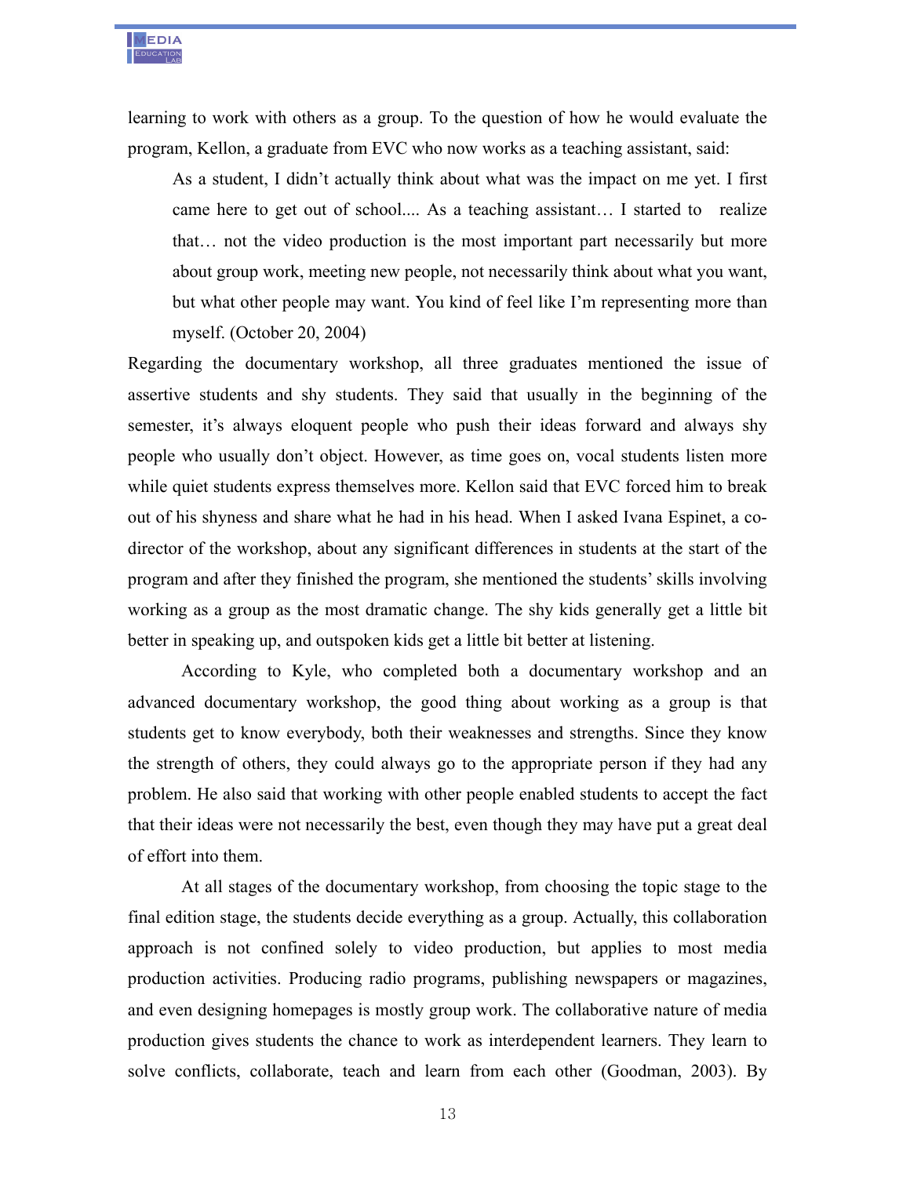learning to work with others as a group. To the question of how he would evaluate the program, Kellon, a graduate from EVC who now works as a teaching assistant, said:

> As a student, I didn't actually think about what was the impact on me yet. I first came here to get out of school.... As a teaching assistant… I started to realize that… not the video production is the most important part necessarily but more about group work, meeting new people, not necessarily think about what you want, but what other people may want. You kind of feel like I'm representing more than myself. (October 20, 2004)

Regarding the documentary workshop, all three graduates mentioned the issue of assertive students and shy students. They said that usually in the beginning of the semester, it's always eloquent people who push their ideas forward and always shy people who usually don't object. However, as time goes on, vocal students listen more while quiet students express themselves more. Kellon said that EVC forced him to break out of his shyness and share what he had in his head. When I asked Ivana Espinet, a co-director of the workshop, about any significant differences in students at the start of the program and after they finished the program, she mentioned the students' skills involving working as a group as the most dramatic change. The shy kids generally get a little bit better in speaking up, and outspoken kids get a little bit better at listening.

According to Kyle, who completed both a documentary workshop and an advanced documentary workshop, the good thing about working as a group is that students get to know everybody, both their weaknesses and strengths. Since they know the strength of others, they could always go to the appropriate person if they had any problem. He also said that working with other people enabled students to accept the fact that their ideas were not necessarily the best, even though they may have put a great deal of effort into them.

At all stages of the documentary workshop, from choosing the topic stage to the final edition stage, the students decide everything as a group. Actually, this collaboration approach is not confined solely to video production, but applies to most media production activities. Producing radio programs, publishing newspapers or magazines, and even designing homepages is mostly group work. The collaborative nature of media production gives students the chance to work as interdependent learners. They learn to solve conflicts, collaborate, teach and learn from each other (Goodman, 2003). By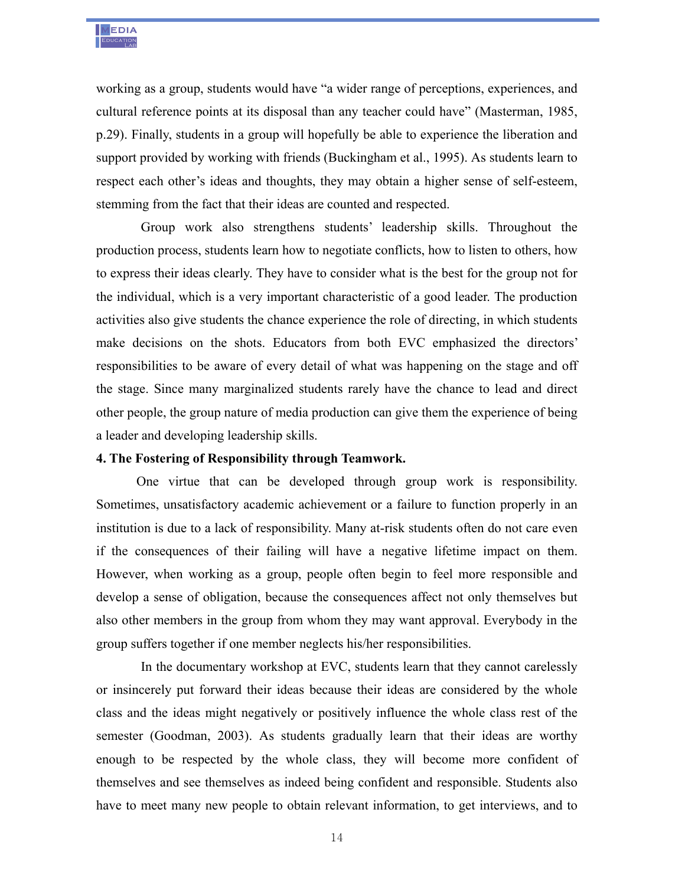working as a group, students would have "a wider range of perceptions, experiences, and cultural reference points at its disposal than any teacher could have" (Masterman, 1985, p.29). Finally, students in a group will hopefully be able to experience the liberation and support provided by working with friends (Buckingham et al., 1995). As students learn to respect each other's ideas and thoughts, they may obtain a higher sense of self-esteem, stemming from the fact that their ideas are counted and respected.

Group work also strengthens students' leadership skills. Throughout the production process, students learn how to negotiate conflicts, how to listen to others, how to express their ideas clearly. They have to consider what is the best for the group not for the individual, which is a very important characteristic of a good leader. The production activities also give students the chance experience the role of directing, in which students make decisions on the shots. Educators from both EVC emphasized the directors' responsibilities to be aware of every detail of what was happening on the stage and off the stage. Since many marginalized students rarely have the chance to lead and direct other people, the group nature of media production can give them the experience of being a leader and developing leadership skills.

**4. The Fostering of Responsibility through Teamwork.**

One virtue that can be developed through group work is responsibility. Sometimes, unsatisfactory academic achievement or a failure to function properly in an institution is due to a lack of responsibility. Many at-risk students often do not care even if the consequences of their failing will have a negative lifetime impact on them. However, when working as a group, people often begin to feel more responsible and develop a sense of obligation, because the consequences affect not only themselves but also other members in the group from whom they may want approval. Everybody in the group suffers together if one member neglects his/her responsibilities.

In the documentary workshop at EVC, students learn that they cannot carelessly or insincerely put forward their ideas because their ideas are considered by the whole class and the ideas might negatively or positively influence the whole class rest of the semester (Goodman, 2003). As students gradually learn that their ideas are worthy enough to be respected by the whole class, they will become more confident of themselves and see themselves as indeed being confident and responsible. Students also have to meet many new people to obtain relevant information, to get interviews, and to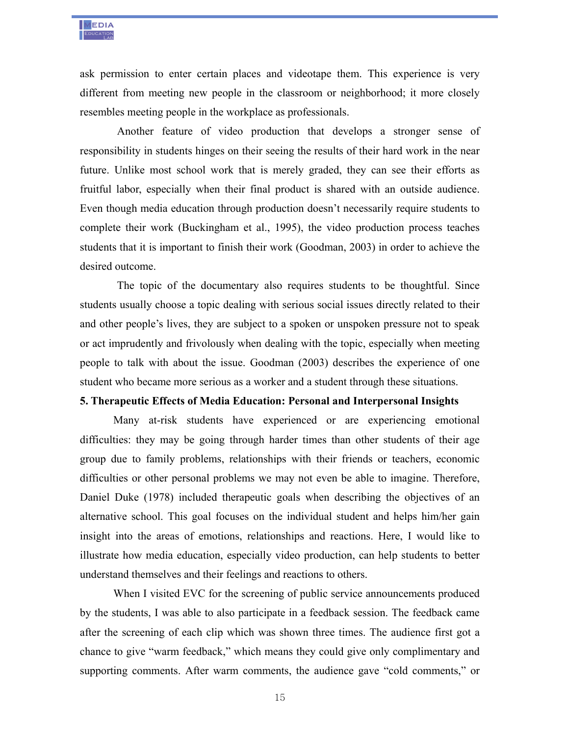ask permission to enter certain places and videotape them. This experience is very different from meeting new people in the classroom or neighborhood; it more closely resembles meeting people in the workplace as professionals.

Another feature of video production that develops a stronger sense of responsibility in students hinges on their seeing the results of their hard work in the near future. Unlike most school work that is merely graded, they can see their efforts as fruitful labor, especially when their final product is shared with an outside audience. Even though media education through production doesn't necessarily require students to complete their work (Buckingham et al., 1995), the video production process teaches students that it is important to finish their work (Goodman, 2003) in order to achieve the desired outcome.

The topic of the documentary also requires students to be thoughtful. Since students usually choose a topic dealing with serious social issues directly related to their and other people's lives, they are subject to a spoken or unspoken pressure not to speak or act imprudently and frivolously when dealing with the topic, especially when meeting people to talk with about the issue. Goodman (2003) describes the experience of one student who became more serious as a worker and a student through these situations.

**5. Therapeutic Effects of Media Education: Personal and Interpersonal Insights**

Many at-risk students have experienced or are experiencing emotional difficulties: they may be going through harder times than other students of their age group due to family problems, relationships with their friends or teachers, economic difficulties or other personal problems we may not even be able to imagine. Therefore, Daniel Duke (1978) included therapeutic goals when describing the objectives of an alternative school. This goal focuses on the individual student and helps him/her gain insight into the areas of emotions, relationships and reactions. Here, I would like to illustrate how media education, especially video production, can help students to better understand themselves and their feelings and reactions to others.

When I visited EVC for the screening of public service announcements produced by the students, I was able to also participate in a feedback session. The feedback came after the screening of each clip which was shown three times. The audience first got a chance to give "warm feedback," which means they could give only complimentary and supporting comments. After warm comments, the audience gave "cold comments," or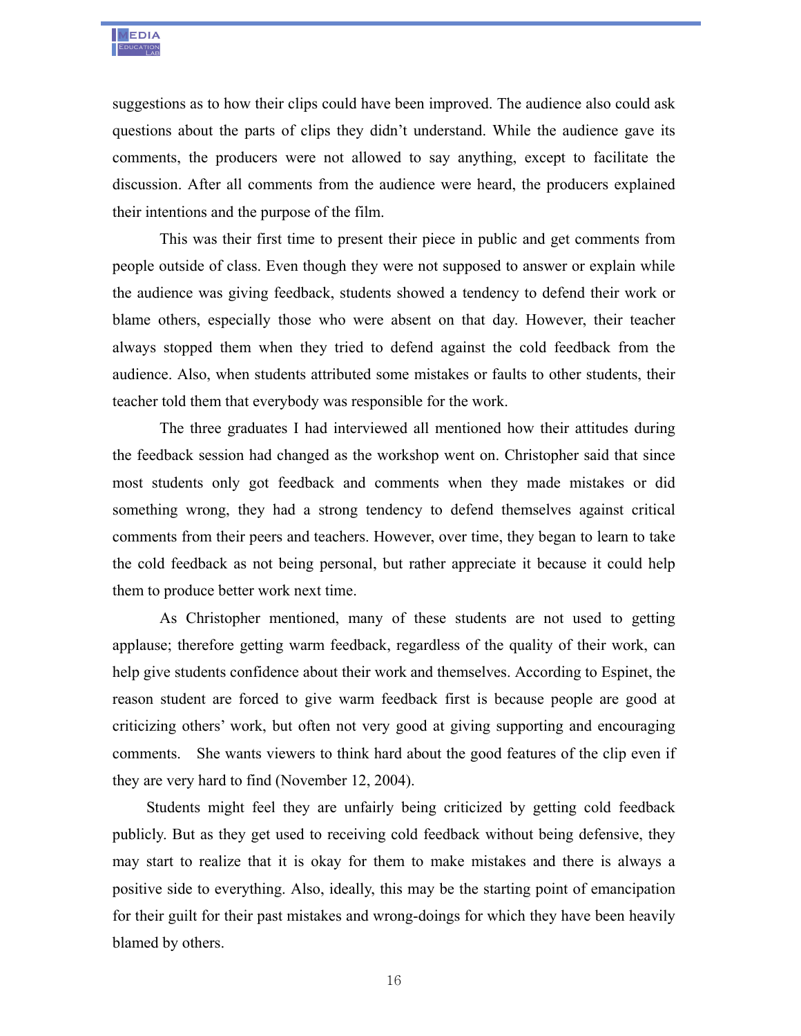suggestions as to how their clips could have been improved. The audience also could ask questions about the parts of clips they didn't understand. While the audience gave its comments, the producers were not allowed to say anything, except to facilitate the discussion. After all comments from the audience were heard, the producers explained their intentions and the purpose of the film.

This was their first time to present their piece in public and get comments from people outside of class. Even though they were not supposed to answer or explain while the audience was giving feedback, students showed a tendency to defend their work or blame others, especially those who were absent on that day. However, their teacher always stopped them when they tried to defend against the cold feedback from the audience. Also, when students attributed some mistakes or faults to other students, their teacher told them that everybody was responsible for the work.

The three graduates I had interviewed all mentioned how their attitudes during the feedback session had changed as the workshop went on. Christopher said that since most students only got feedback and comments when they made mistakes or did something wrong, they had a strong tendency to defend themselves against critical comments from their peers and teachers. However, over time, they began to learn to take the cold feedback as not being personal, but rather appreciate it because it could help them to produce better work next time.

As Christopher mentioned, many of these students are not used to getting applause; therefore getting warm feedback, regardless of the quality of their work, can help give students confidence about their work and themselves. According to Espinet, the reason student are forced to give warm feedback first is because people are good at criticizing others' work, but often not very good at giving supporting and encouraging comments. She wants viewers to think hard about the good features of the clip even if they are very hard to find (November 12, 2004).

Students might feel they are unfairly being criticized by getting cold feedback publicly. But as they get used to receiving cold feedback without being defensive, they may start to realize that it is okay for them to make mistakes and there is always a positive side to everything. Also, ideally, this may be the starting point of emancipation for their guilt for their past mistakes and wrong-doings for which they have been heavily blamed by others.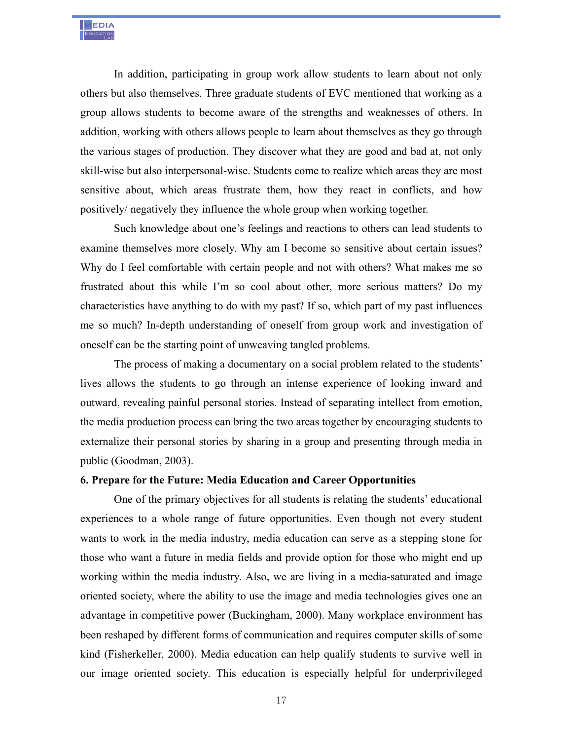In addition, participating in group work allow students to learn about not only others but also themselves. Three graduate students of EVC mentioned that working as a group allows students to become aware of the strengths and weaknesses of others. In addition, working with others allows people to learn about themselves as they go through the various stages of production. They discover what they are good and bad at, not only skill-wise but also interpersonal-wise. Students come to realize which areas they are most sensitive about, which areas frustrate them, how they react in conflicts, and how positively/ negatively they influence the whole group when working together.

Such knowledge about one's feelings and reactions to others can lead students to examine themselves more closely. Why am I become so sensitive about certain issues? Why do I feel comfortable with certain people and not with others? What makes me so frustrated about this while I'm so cool about other, more serious matters? Do my characteristics have anything to do with my past? If so, which part of my past influences me so much? In-depth understanding of oneself from group work and investigation of oneself can be the starting point of unweaving tangled problems.

The process of making a documentary on a social problem related to the students' lives allows the students to go through an intense experience of looking inward and outward, revealing painful personal stories. Instead of separating intellect from emotion, the media production process can bring the two areas together by encouraging students to externalize their personal stories by sharing in a group and presenting through media in public (Goodman, 2003).

**6. Prepare for the Future: Media Education and Career Opportunities**

One of the primary objectives for all students is relating the students' educational experiences to a whole range of future opportunities. Even though not every student wants to work in the media industry, media education can serve as a stepping stone for those who want a future in media fields and provide option for those who might end up working within the media industry. Also, we are living in a media-saturated and image oriented society, where the ability to use the image and media technologies gives one an advantage in competitive power (Buckingham, 2000). Many workplace environment has been reshaped by different forms of communication and requires computer skills of some kind (Fisherkeller, 2000). Media education can help qualify students to survive well in our image oriented society. This education is especially helpful for underprivileged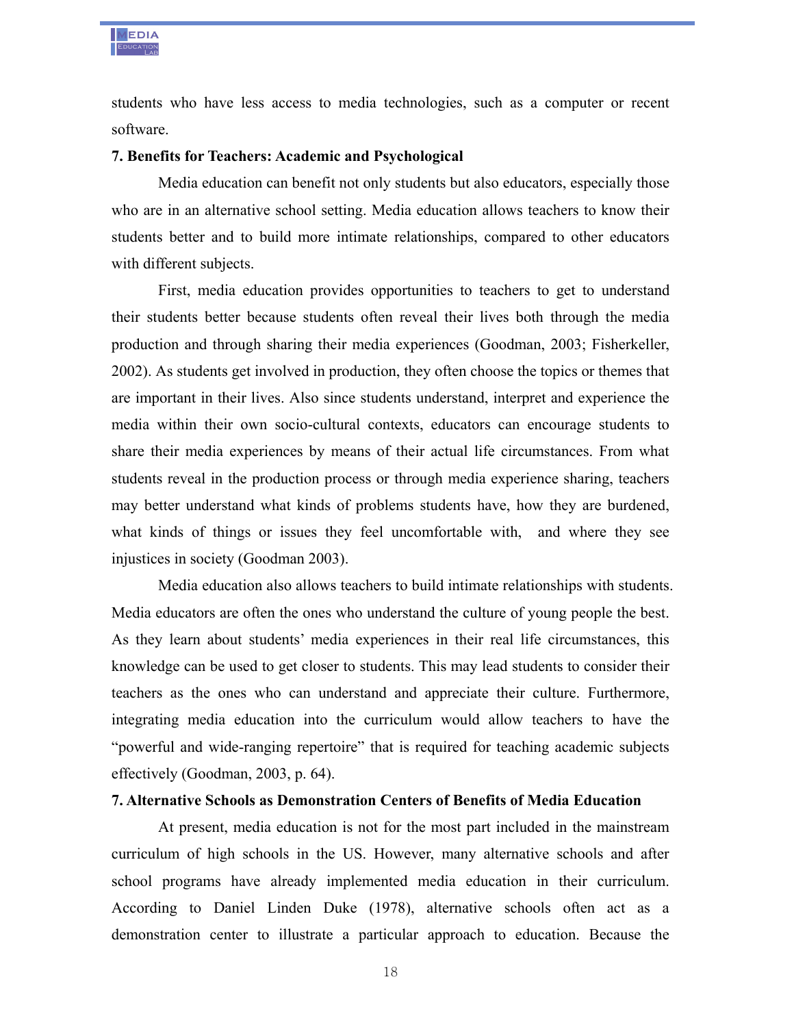students who have less access to media technologies, such as a computer or recent software.

**7. Benefits for Teachers: Academic and Psychological**

Media education can benefit not only students but also educators, especially those who are in an alternative school setting. Media education allows teachers to know their students better and to build more intimate relationships, compared to other educators with different subjects.

First, media education provides opportunities to teachers to get to understand their students better because students often reveal their lives both through the media production and through sharing their media experiences (Goodman, 2003; Fisherkeller, 2002). As students get involved in production, they often choose the topics or themes that are important in their lives. Also since students understand, interpret and experience the media within their own socio-cultural contexts, educators can encourage students to share their media experiences by means of their actual life circumstances. From what students reveal in the production process or through media experience sharing, teachers may better understand what kinds of problems students have, how they are burdened, what kinds of things or issues they feel uncomfortable with, and where they see injustices in society (Goodman 2003).

Media education also allows teachers to build intimate relationships with students. Media educators are often the ones who understand the culture of young people the best. As they learn about students' media experiences in their real life circumstances, this knowledge can be used to get closer to students. This may lead students to consider their teachers as the ones who can understand and appreciate their culture. Furthermore, integrating media education into the curriculum would allow teachers to have the "powerful and wide-ranging repertoire" that is required for teaching academic subjects effectively (Goodman, 2003, p. 64).

**7. Alternative Schools as Demonstration Centers of Benefits of Media Education**

At present, media education is not for the most part included in the mainstream curriculum of high schools in the US. However, many alternative schools and after school programs have already implemented media education in their curriculum. According to Daniel Linden Duke (1978), alternative schools often act as a demonstration center to illustrate a particular approach to education. Because the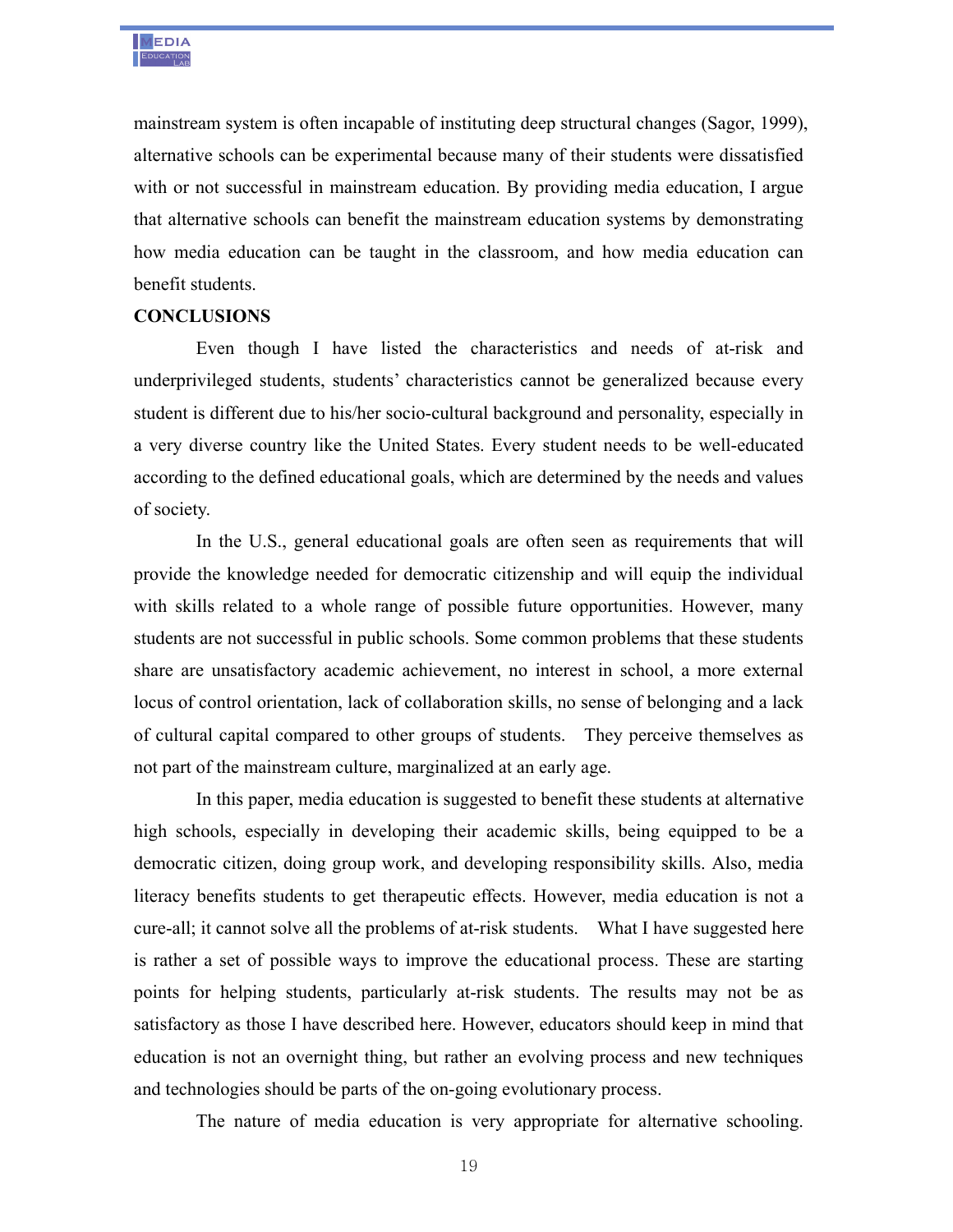mainstream system is often incapable of instituting deep structural changes (Sagor, 1999), alternative schools can be experimental because many of their students were dissatisfied with or not successful in mainstream education. By providing media education, I argue that alternative schools can benefit the mainstream education systems by demonstrating how media education can be taught in the classroom, and how media education can benefit students.

**CONCLUSIONS**

Even though I have listed the characteristics and needs of at-risk and underprivileged students, students' characteristics cannot be generalized because every student is different due to his/her socio-cultural background and personality, especially in a very diverse country like the United States. Every student needs to be well-educated according to the defined educational goals, which are determined by the needs and values of society.

In the U.S., general educational goals are often seen as requirements that will provide the knowledge needed for democratic citizenship and will equip the individual with skills related to a whole range of possible future opportunities. However, many students are not successful in public schools. Some common problems that these students share are unsatisfactory academic achievement, no interest in school, a more external locus of control orientation, lack of collaboration skills, no sense of belonging and a lack of cultural capital compared to other groups of students. They perceive themselves as not part of the mainstream culture, marginalized at an early age.

In this paper, media education is suggested to benefit these students at alternative high schools, especially in developing their academic skills, being equipped to be a democratic citizen, doing group work, and developing responsibility skills. Also, media literacy benefits students to get therapeutic effects. However, media education is not a cure-all; it cannot solve all the problems of at-risk students. What I have suggested here is rather a set of possible ways to improve the educational process. These are starting points for helping students, particularly at-risk students. The results may not be as satisfactory as those I have described here. However, educators should keep in mind that education is not an overnight thing, but rather an evolving process and new techniques and technologies should be parts of the on-going evolutionary process.

The nature of media education is very appropriate for alternative schooling.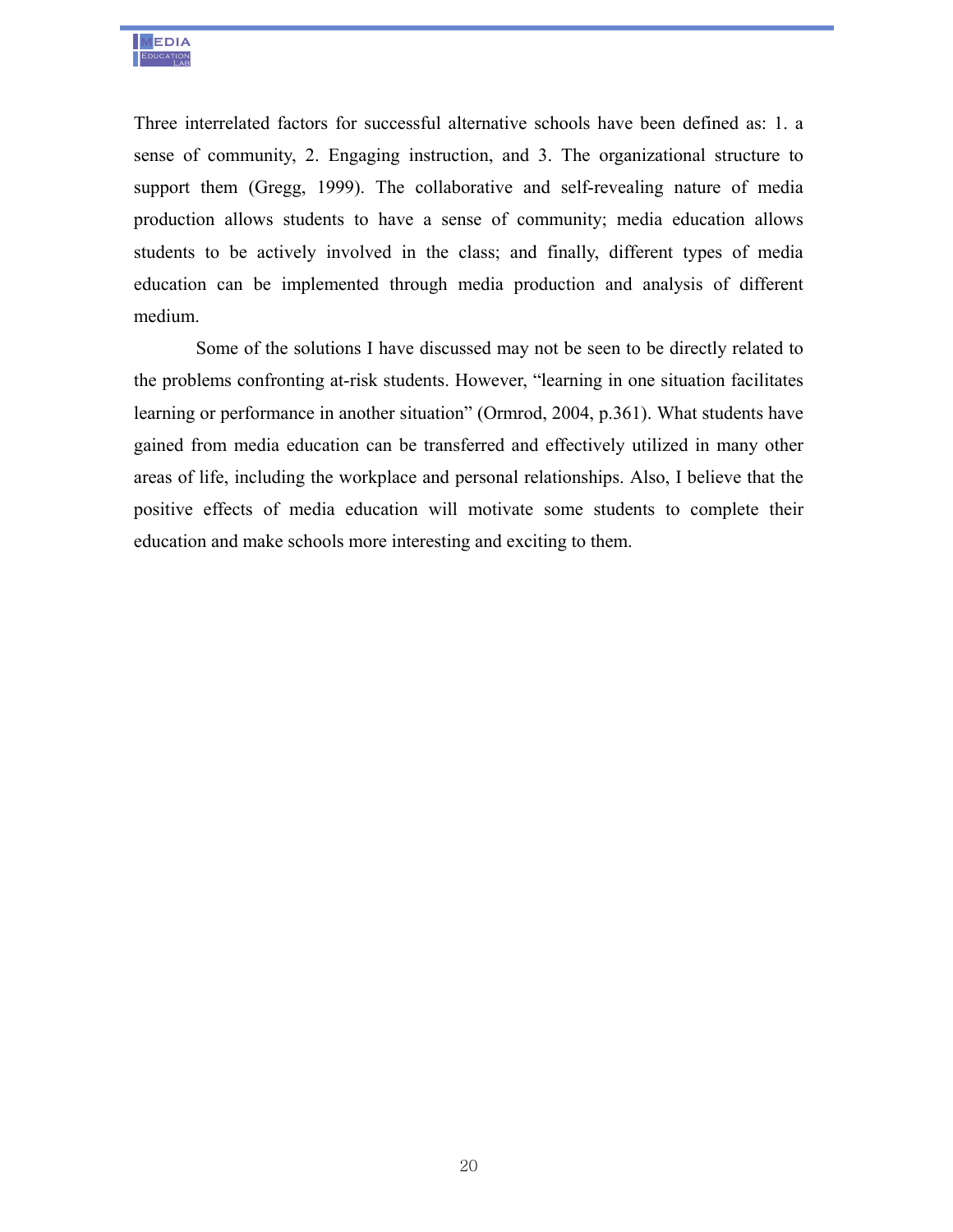Three interrelated factors for successful alternative schools have been defined as: 1. a sense of community, 2. Engaging instruction, and 3. The organizational structure to support them (Gregg, 1999). The collaborative and self-revealing nature of media production allows students to have a sense of community; media education allows students to be actively involved in the class; and finally, different types of media education can be implemented through media production and analysis of different medium.

Some of the solutions I have discussed may not be seen to be directly related to the problems confronting at-risk students. However, "learning in one situation facilitates learning or performance in another situation" (Ormrod, 2004, p.361). What students have gained from media education can be transferred and effectively utilized in many other areas of life, including the workplace and personal relationships. Also, I believe that the positive effects of media education will motivate some students to complete their education and make schools more interesting and exciting to them.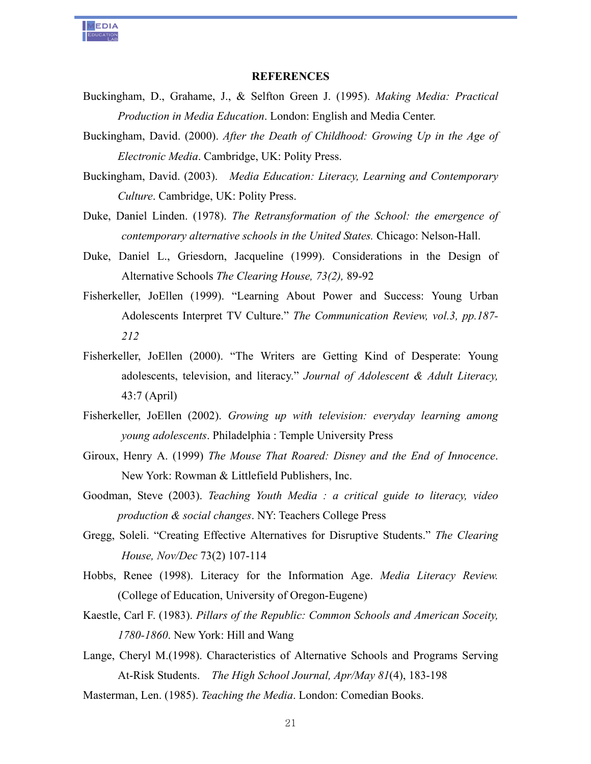## REFERENCES

Buckingham, D., Grahame, J., & Selfton Green J. (1995). *Making Media: Practical Production in Media Education*. London: English and Media Center.

Buckingham, David. (2000). *After the Death of Childhood: Growing Up in the Age of Electronic Media*. Cambridge, UK: Polity Press.

Buckingham, David. (2003). *Media Education: Literacy, Learning and Contemporary Culture*. Cambridge, UK: Polity Press.

Duke, Daniel Linden. (1978). *The Retransformation of the School: the emergence of contemporary alternative schools in the United States.* Chicago: Nelson-Hall.

Duke, Daniel L., Griesdorn, Jacqueline (1999). Considerations in the Design of Alternative Schools *The Clearing House, 73(2),* 89-92

Fisherkeller, JoEllen (1999). "Learning About Power and Success: Young Urban Adolescents Interpret TV Culture." *The Communication Review, vol.3, pp.187-212*

Fisherkeller, JoEllen (2000). "The Writers are Getting Kind of Desperate: Young adolescents, television, and literacy." *Journal of Adolescent & Adult Literacy,* 43:7 (April)

Fisherkeller, JoEllen (2002). *Growing up with television: everyday learning among young adolescents*. Philadelphia : Temple University Press

Giroux, Henry A. (1999) *The Mouse That Roared: Disney and the End of Innocence*. New York: Rowman & Littlefield Publishers, Inc.

Goodman, Steve (2003). *Teaching Youth Media : a critical guide to literacy, video production & social changes*. NY: Teachers College Press

Gregg, Soleli. "Creating Effective Alternatives for Disruptive Students." *The Clearing House, Nov/Dec* 73(2) 107-114

Hobbs, Renee (1998). Literacy for the Information Age. *Media Literacy Review.* (College of Education, University of Oregon-Eugene)

Kaestle, Carl F. (1983). *Pillars of the Republic: Common Schools and American Soceity, 1780-1860*. New York: Hill and Wang

Lange, Cheryl M.(1998). Characteristics of Alternative Schools and Programs Serving At-Risk Students. *The High School Journal, Apr/May 81*(4), 183-198

Masterman, Len. (1985). *Teaching the Media*. London: Comedian Books.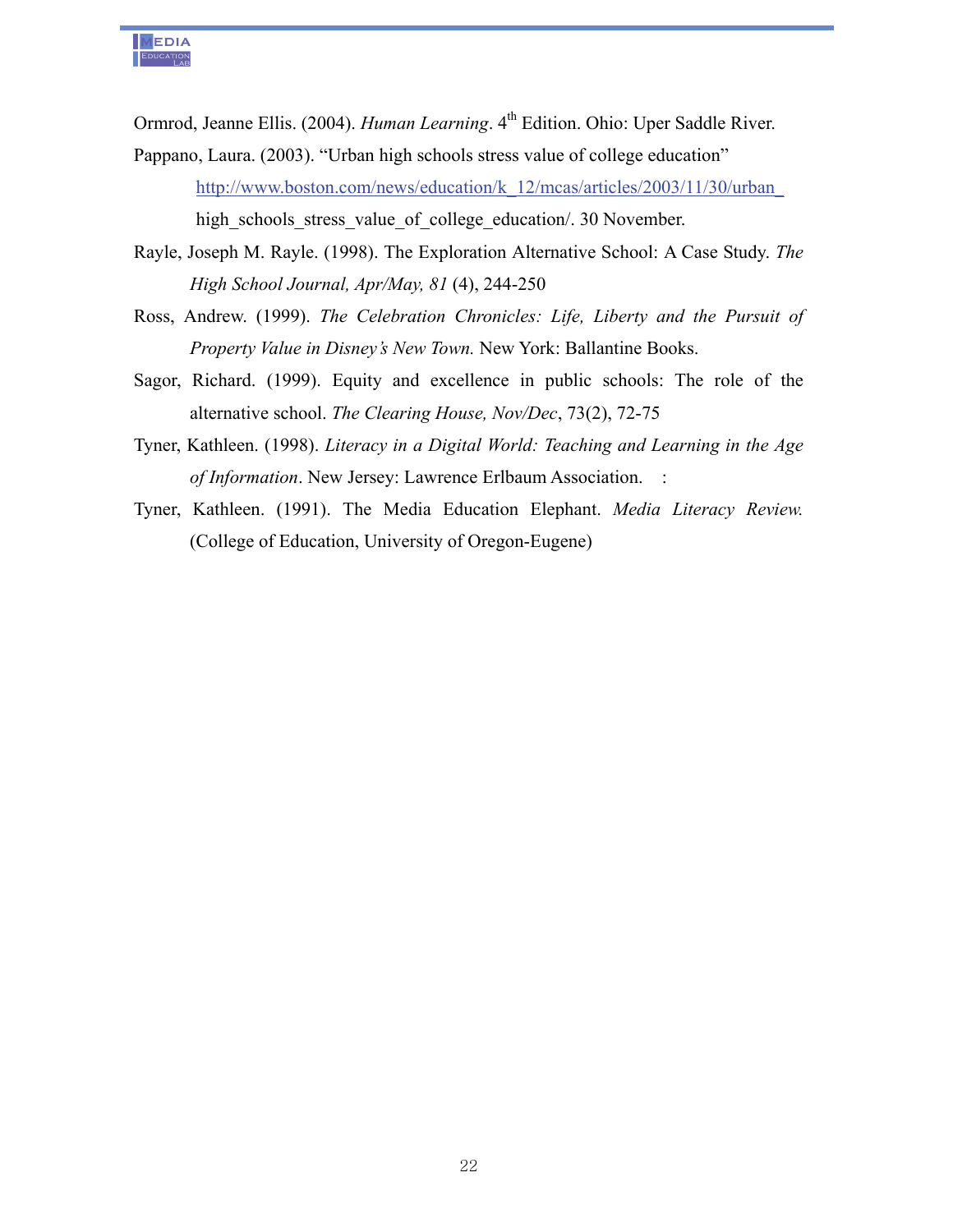Ormrod, Jeanne Ellis. (2004). *Human Learning*. 4th Edition. Ohio: Uper Saddle River.

Pappano, Laura. (2003). "Urban high schools stress value of college education" http://www.boston.com/news/education/k_12/mcas/articles/2003/11/30/urban_high_schools_stress_value_of_college_education/. 30 November.

Rayle, Joseph M. Rayle. (1998). The Exploration Alternative School: A Case Study. *The High School Journal, Apr/May, 81* (4), 244-250

Ross, Andrew. (1999). *The Celebration Chronicles: Life, Liberty and the Pursuit of Property Value in Disney's New Town.* New York: Ballantine Books.

Sagor, Richard. (1999). Equity and excellence in public schools: The role of the alternative school. *The Clearing House, Nov/Dec*, 73(2), 72-75

Tyner, Kathleen. (1998). *Literacy in a Digital World: Teaching and Learning in the Age of Information*. New Jersey: Lawrence Erlbaum Association. :

Tyner, Kathleen. (1991). The Media Education Elephant. *Media Literacy Review.* (College of Education, University of Oregon-Eugene)